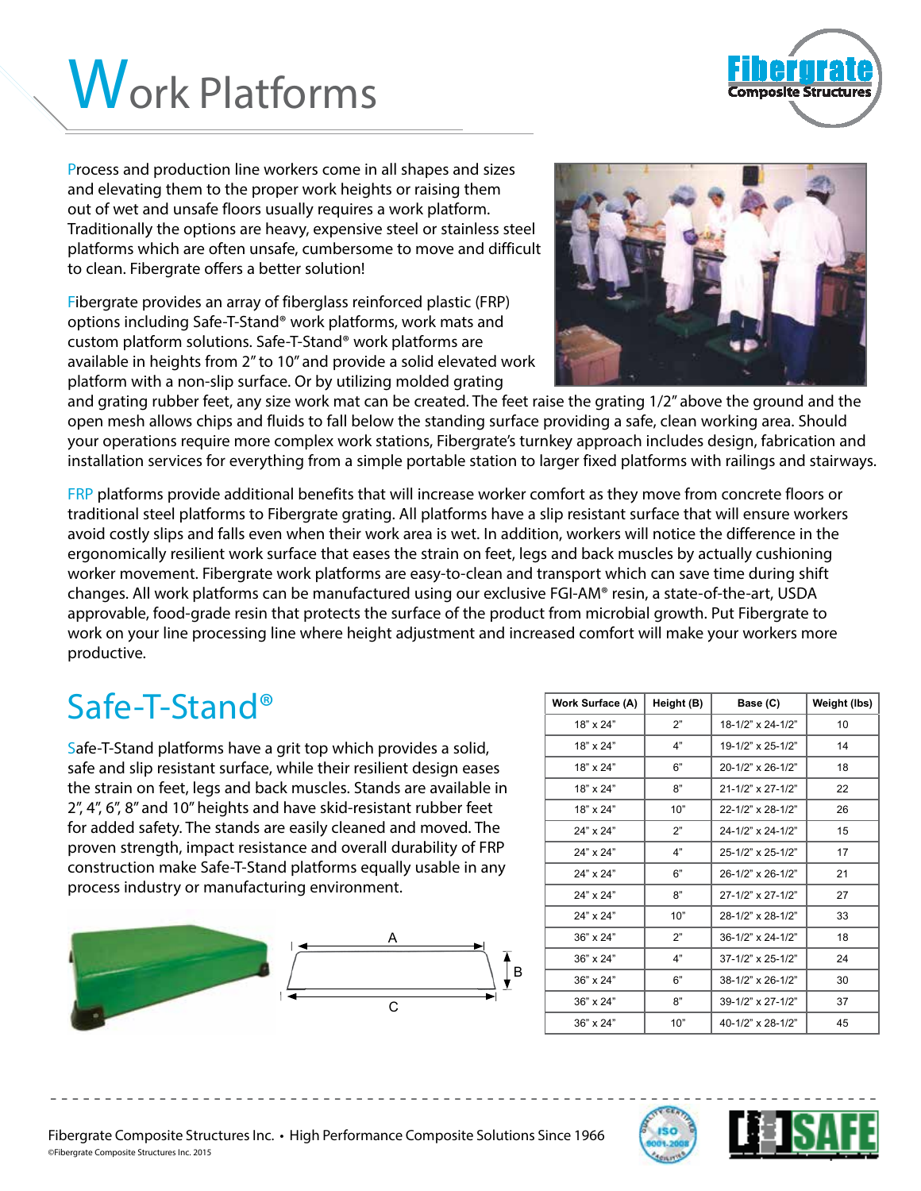# Work Platforms

Process and production line workers come in all shapes and sizes and elevating them to the proper work heights or raising them out of wet and unsafe floors usually requires a work platform. Traditionally the options are heavy, expensive steel or stainless steel platforms which are often unsafe, cumbersome to move and difficult to clean. Fibergrate offers a better solution!

Fibergrate provides an array of fiberglass reinforced plastic (FRP) options including Safe-T-Stand® work platforms, work mats and custom platform solutions. Safe-T-Stand® work platforms are available in heights from 2" to 10" and provide a solid elevated work platform with a non-slip surface. Or by utilizing molded grating and grating rubber feet, any size work mat can be created. The feet raise the grating 1/2" above the ground and the open mesh allows chips and fluids to fall below the standing surface providing a safe, clean working area. Should your operations require more complex work stations, Fibergrate's turnkey approach includes design, fabrication and installation services for everything from a simple portable station to larger fixed platforms with railings and stairways.

FRP platforms provide additional benefits that will increase worker comfort as they move from concrete floors or traditional steel platforms to Fibergrate grating. All platforms have a slip resistant surface that will ensure workers avoid costly slips and falls even when their work area is wet. In addition, workers will notice the difference in the ergonomically resilient work surface that eases the strain on feet, legs and back muscles by actually cushioning worker movement. Fibergrate work platforms are easy-to-clean and transport which can save time during shift changes. All work platforms can be manufactured using our exclusive FGI-AM® resin, a state-of-the-art, USDA approvable, food-grade resin that protects the surface of the product from microbial growth. Put Fibergrate to work on your line processing line where height adjustment and increased comfort will make your workers more productive.

## Safe-T-Stand®

Safe-T-Stand platforms have a grit top which provides a solid, safe and slip resistant surface, while their resilient design eases the strain on feet, legs and back muscles. Stands are available in 2", 4", 6", 8" and 10" heights and have skid-resistant rubber feet for added safety. The stands are easily cleaned and moved. The proven strength, impact resistance and overall durability of FRP construction make Safe-T-Stand platforms equally usable in any process industry or manufacturing environment.

| Work Surface (A) | Height (B) | Base (C) | Weight (lbs) |
|---|---|---|---|
| 18" x 24" | 2" | 18-1/2" x 24-1/2" | 10 |
| 18" x 24" | 4" | 19-1/2" x 25-1/2" | 14 |
| 18" x 24" | 6" | 20-1/2" x 26-1/2" | 18 |
| 18" x 24" | 8" | 21-1/2" x 27-1/2" | 22 |
| 18" x 24" | 10" | 22-1/2" x 28-1/2" | 26 |
| 24" x 24" | 2" | 24-1/2" x 24-1/2" | 15 |
| 24" x 24" | 4" | 25-1/2" x 25-1/2" | 17 |
| 24" x 24" | 6" | 26-1/2" x 26-1/2" | 21 |
| 24" x 24" | 8" | 27-1/2" x 27-1/2" | 27 |
| 24" x 24" | 10" | 28-1/2" x 28-1/2" | 33 |
| 36" x 24" | 2" | 36-1/2" x 24-1/2" | 18 |
| 36" x 24" | 4" | 37-1/2" x 25-1/2" | 24 |
| 36" x 24" | 6" | 38-1/2" x 26-1/2" | 30 |
| 36" x 24" | 8" | 39-1/2" x 27-1/2" | 37 |
| 36" x 24" | 10" | 40-1/2" x 28-1/2" | 45 |

Fibergrate Composite Structures Inc. • High Performance Composite Solutions Since 1966

©Fibergrate Composite Structures Inc. 2015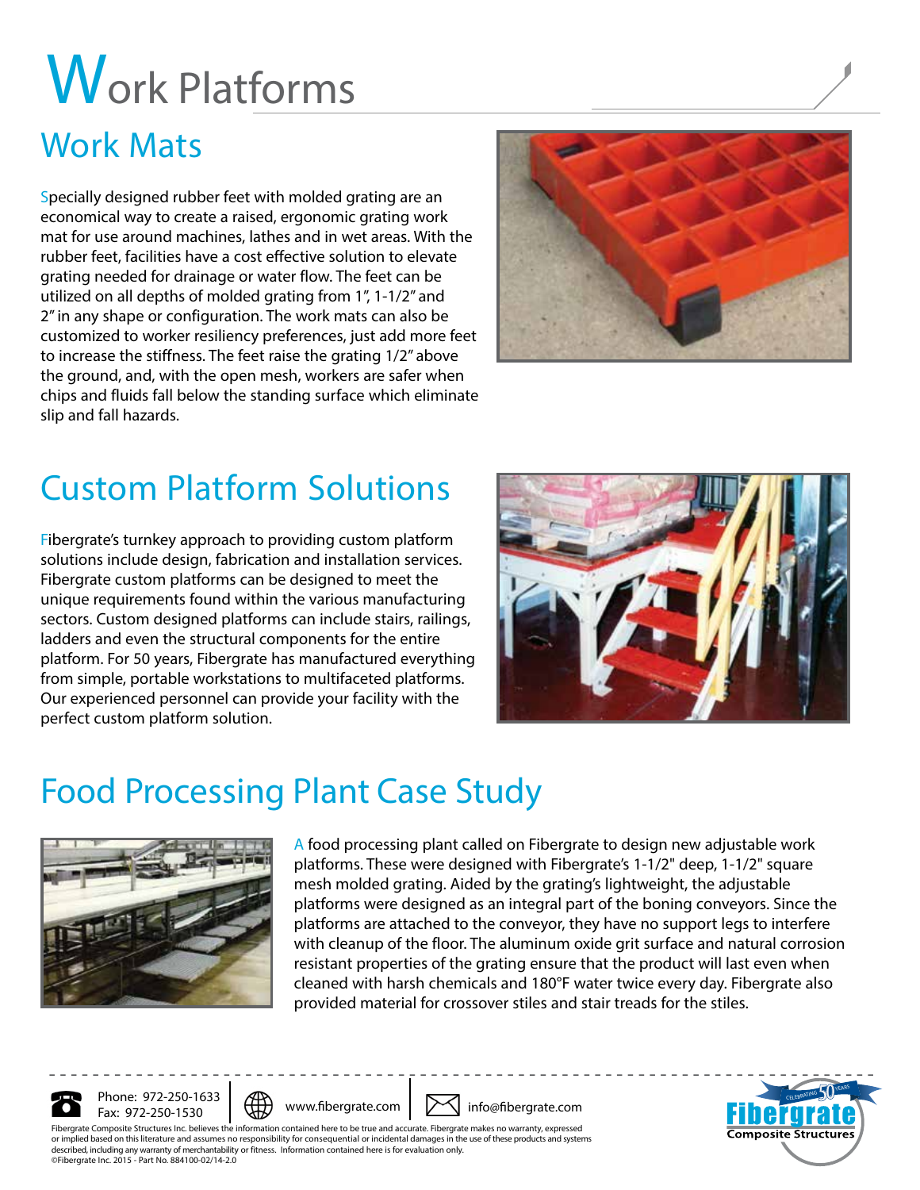# Work Platforms

## Work Mats

Specially designed rubber feet with molded grating are an economical way to create a raised, ergonomic grating work mat for use around machines, lathes and in wet areas. With the rubber feet, facilities have a cost effective solution to elevate grating needed for drainage or water flow. The feet can be utilized on all depths of molded grating from 1", 1-1/2" and 2" in any shape or configuration. The work mats can also be customized to worker resiliency preferences, just add more feet to increase the stiffness. The feet raise the grating 1/2" above the ground, and, with the open mesh, workers are safer when chips and fluids fall below the standing surface which eliminate slip and fall hazards.

## Custom Platform Solutions

Fibergrate's turnkey approach to providing custom platform solutions include design, fabrication and installation services. Fibergrate custom platforms can be designed to meet the unique requirements found within the various manufacturing sectors. Custom designed platforms can include stairs, railings, ladders and even the structural components for the entire platform. For 50 years, Fibergrate has manufactured everything from simple, portable workstations to multifaceted platforms. Our experienced personnel can provide your facility with the perfect custom platform solution.

## Food Processing Plant Case Study

A food processing plant called on Fibergrate to design new adjustable work platforms. These were designed with Fibergrate's 1-1/2" deep, 1-1/2" square mesh molded grating. Aided by the grating's lightweight, the adjustable platforms were designed as an integral part of the boning conveyors. Since the platforms are attached to the conveyor, they have no support legs to interfere with cleanup of the floor. The aluminum oxide grit surface and natural corrosion resistant properties of the grating ensure that the product will last even when cleaned with harsh chemicals and 180°F water twice every day. Fibergrate also provided material for crossover stiles and stair treads for the stiles.

Phone: 972-250-1633
Fax: 972-250-1530

www.fibergrate.com

info@fibergrate.com

Fibergrate Composite Structures Inc. believes the information contained here to be true and accurate. Fibergrate makes no warranty, expressed or implied based on this literature and assumes no responsibility for consequential or incidental damages in the use of these products and systems described, including any warranty of merchantability or fitness. Information contained here is for evaluation only.
©Fibergrate Inc. 2015 - Part No. 884100-02/14-2.0

Fibergrate Composite Structures — Celebrating 50 Years